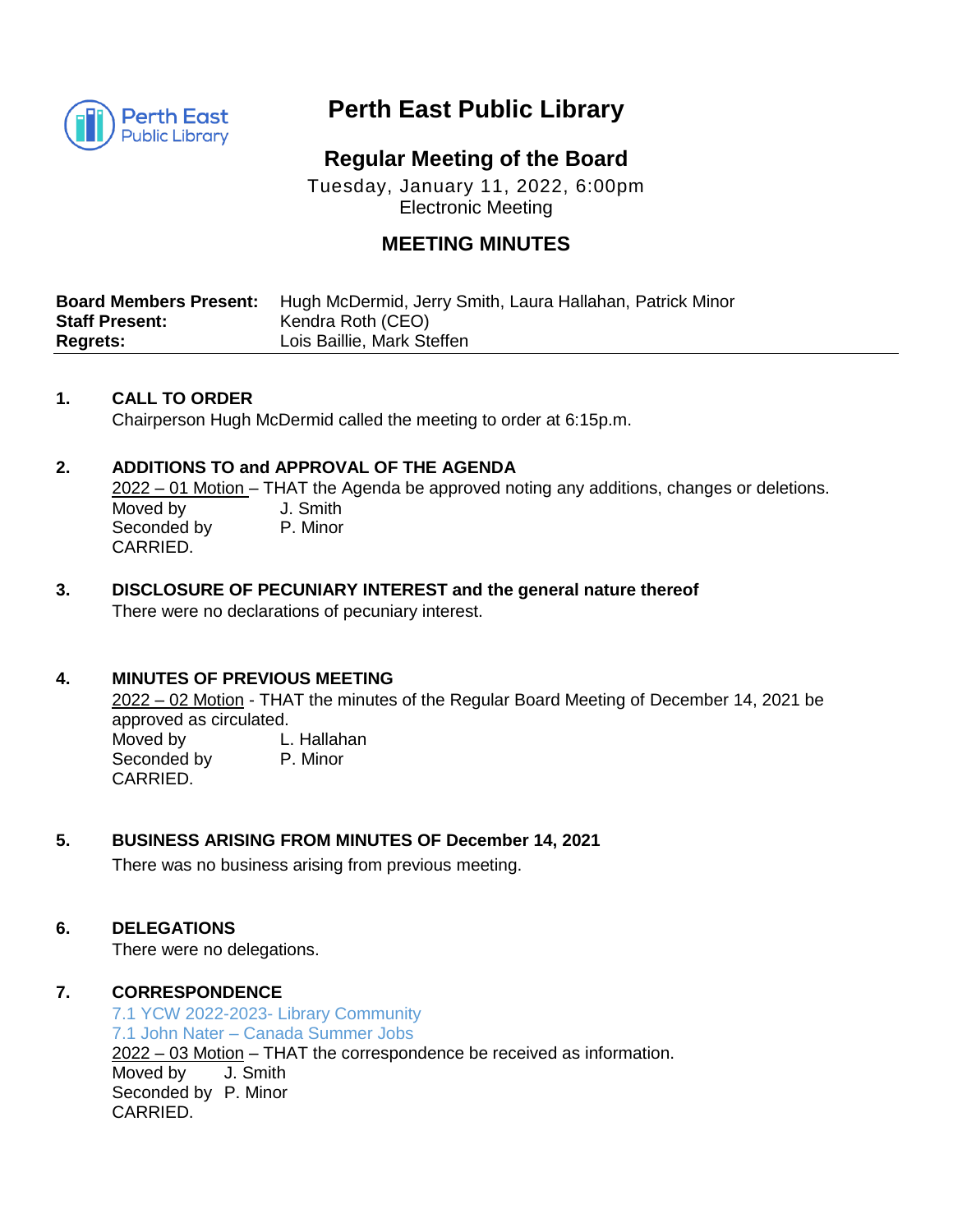# Perth East Public Library

## Regular Meeting of the Board

Tuesday, January 11, 2022, 6:00pm
Electronic Meeting

## MEETING MINUTES

**Board Members Present:** Hugh McDermid, Jerry Smith, Laura Hallahan, Patrick Minor
**Staff Present:** Kendra Roth (CEO)
**Regrets:** Lois Baillie, Mark Steffen

---

**1. CALL TO ORDER**

Chairperson Hugh McDermid called the meeting to order at 6:15p.m.

**2. ADDITIONS TO and APPROVAL OF THE AGENDA**

2022 – 01 Motion – THAT the Agenda be approved noting any additions, changes or deletions.
Moved by J. Smith
Seconded by P. Minor
CARRIED.

**3. DISCLOSURE OF PECUNIARY INTEREST and the general nature thereof**

There were no declarations of pecuniary interest.

**4. MINUTES OF PREVIOUS MEETING**

2022 – 02 Motion - THAT the minutes of the Regular Board Meeting of December 14, 2021 be approved as circulated.
Moved by L. Hallahan
Seconded by P. Minor
CARRIED.

**5. BUSINESS ARISING FROM MINUTES OF December 14, 2021**

There was no business arising from previous meeting.

**6. DELEGATIONS**

There were no delegations.

**7. CORRESPONDENCE**

7.1 YCW 2022-2023- Library Community
7.1 John Nater – Canada Summer Jobs
2022 – 03 Motion – THAT the correspondence be received as information.
Moved by J. Smith
Seconded by P. Minor
CARRIED.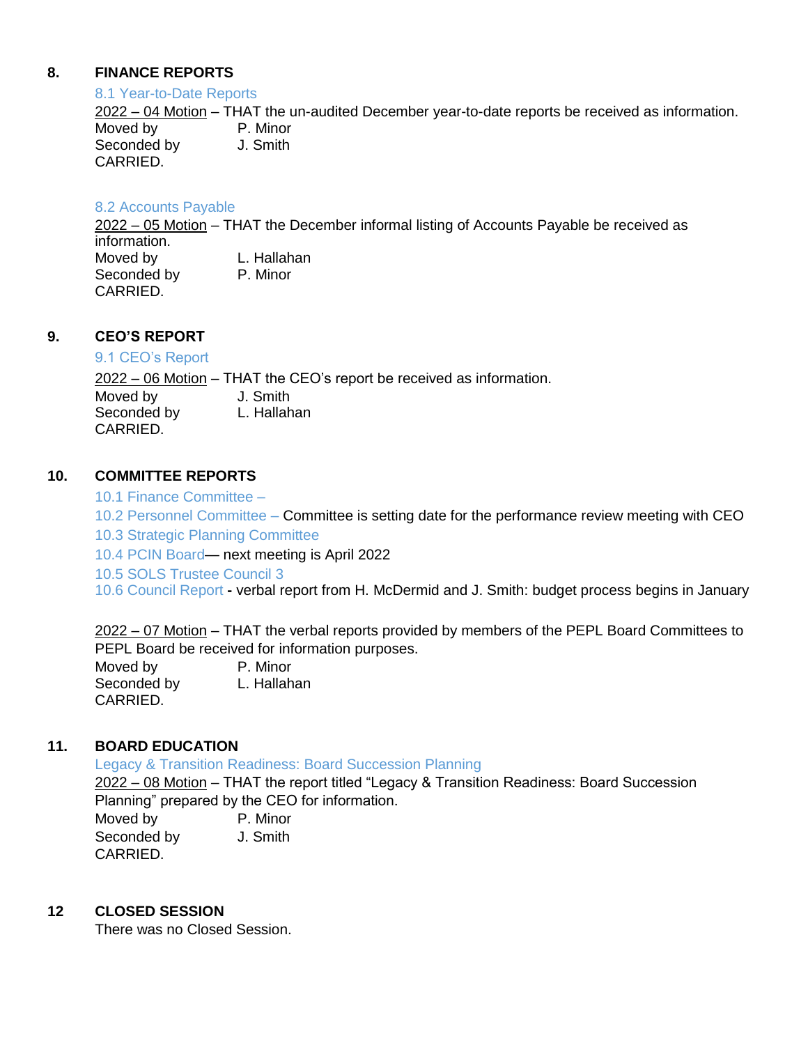## 8. FINANCE REPORTS

### 8.1 Year-to-Date Reports

2022 – 04 Motion – THAT the un-audited December year-to-date reports be received as information.
Moved by P. Minor
Seconded by J. Smith
CARRIED.

### 8.2 Accounts Payable

2022 – 05 Motion – THAT the December informal listing of Accounts Payable be received as information.
Moved by L. Hallahan
Seconded by P. Minor
CARRIED.

## 9. CEO'S REPORT

### 9.1 CEO's Report

2022 – 06 Motion – THAT the CEO's report be received as information.
Moved by J. Smith
Seconded by L. Hallahan
CARRIED.

## 10. COMMITTEE REPORTS

10.1 Finance Committee –
10.2 Personnel Committee – Committee is setting date for the performance review meeting with CEO
10.3 Strategic Planning Committee
10.4 PCIN Board— next meeting is April 2022
10.5 SOLS Trustee Council 3
10.6 Council Report - verbal report from H. McDermid and J. Smith: budget process begins in January

2022 – 07 Motion – THAT the verbal reports provided by members of the PEPL Board Committees to PEPL Board be received for information purposes.
Moved by P. Minor
Seconded by L. Hallahan
CARRIED.

## 11. BOARD EDUCATION

Legacy & Transition Readiness: Board Succession Planning

2022 – 08 Motion – THAT the report titled "Legacy & Transition Readiness: Board Succession Planning" prepared by the CEO for information.
Moved by P. Minor
Seconded by J. Smith
CARRIED.

## 12 CLOSED SESSION

There was no Closed Session.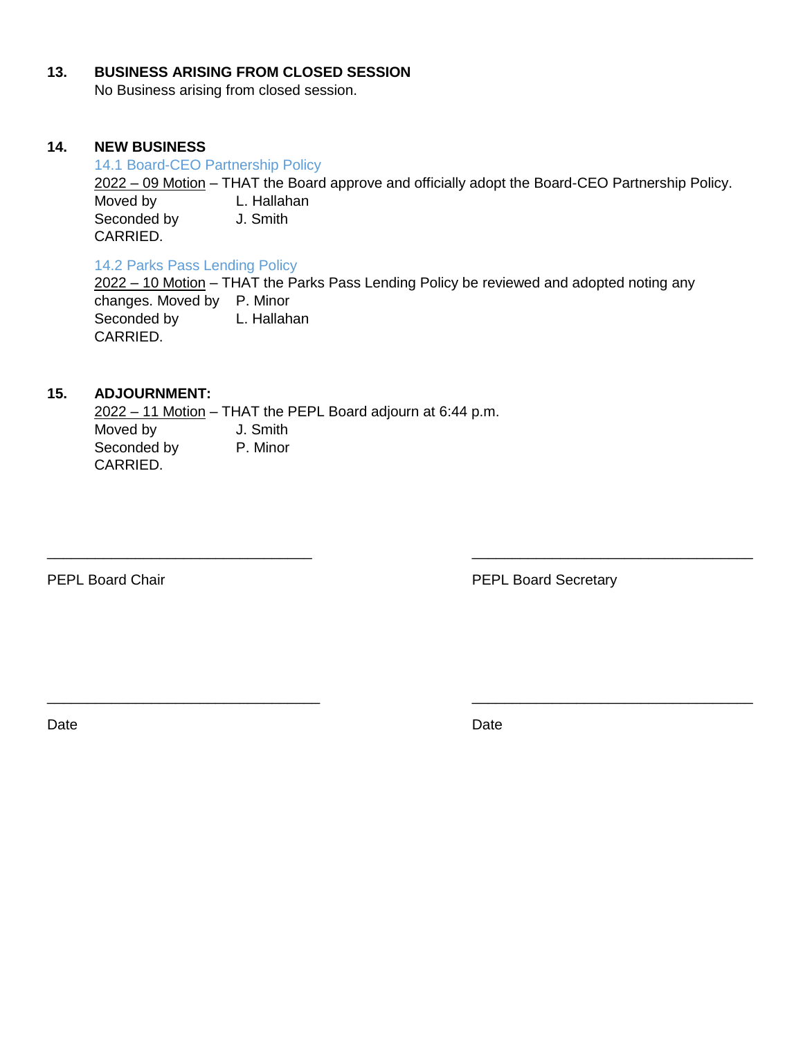## 13. BUSINESS ARISING FROM CLOSED SESSION

No Business arising from closed session.

## 14. NEW BUSINESS

### 14.1 Board-CEO Partnership Policy

2022 – 09 Motion – THAT the Board approve and officially adopt the Board-CEO Partnership Policy.
Moved by L. Hallahan
Seconded by J. Smith
CARRIED.

### 14.2 Parks Pass Lending Policy

2022 – 10 Motion – THAT the Parks Pass Lending Policy be reviewed and adopted noting any changes. Moved by P. Minor
Seconded by L. Hallahan
CARRIED.

## 15. ADJOURNMENT:

2022 – 11 Motion – THAT the PEPL Board adjourn at 6:44 p.m.
Moved by J. Smith
Seconded by P. Minor
CARRIED.

______________________________

PEPL Board Chair

______________________________

PEPL Board Secretary

______________________________

Date

______________________________

Date